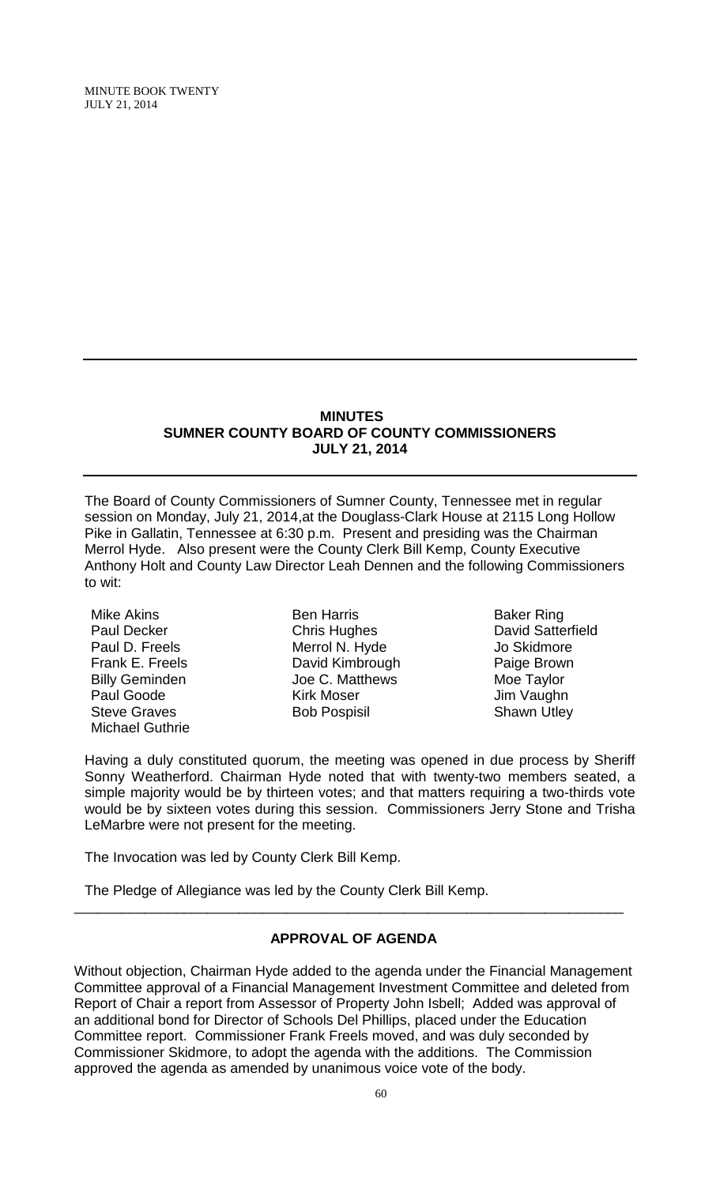## MINUTES
## SUMNER COUNTY BOARD OF COUNTY COMMISSIONERS
## JULY 21, 2014

The Board of County Commissioners of Sumner County, Tennessee met in regular session on Monday, July 21, 2014,at the Douglass-Clark House at 2115 Long Hollow Pike in Gallatin, Tennessee at 6:30 p.m. Present and presiding was the Chairman Merrol Hyde. Also present were the County Clerk Bill Kemp, County Executive Anthony Holt and County Law Director Leah Dennen and the following Commissioners to wit:

| | | |
|---|---|---|
| Mike Akins | Ben Harris | Baker Ring |
| Paul Decker | Chris Hughes | David Satterfield |
| Paul D. Freels | Merrol N. Hyde | Jo Skidmore |
| Frank E. Freels | David Kimbrough | Paige Brown |
| Billy Geminden | Joe C. Matthews | Moe Taylor |
| Paul Goode | Kirk Moser | Jim Vaughn |
| Steve Graves | Bob Pospisil | Shawn Utley |
| Michael Guthrie | | |

Having a duly constituted quorum, the meeting was opened in due process by Sheriff Sonny Weatherford. Chairman Hyde noted that with twenty-two members seated, a simple majority would be by thirteen votes; and that matters requiring a two-thirds vote would be by sixteen votes during this session. Commissioners Jerry Stone and Trisha LeMarbre were not present for the meeting.

The Invocation was led by County Clerk Bill Kemp.

The Pledge of Allegiance was led by the County Clerk Bill Kemp.

---

### APPROVAL OF AGENDA

Without objection, Chairman Hyde added to the agenda under the Financial Management Committee approval of a Financial Management Investment Committee and deleted from Report of Chair a report from Assessor of Property John Isbell; Added was approval of an additional bond for Director of Schools Del Phillips, placed under the Education Committee report. Commissioner Frank Freels moved, and was duly seconded by Commissioner Skidmore, to adopt the agenda with the additions. The Commission approved the agenda as amended by unanimous voice vote of the body.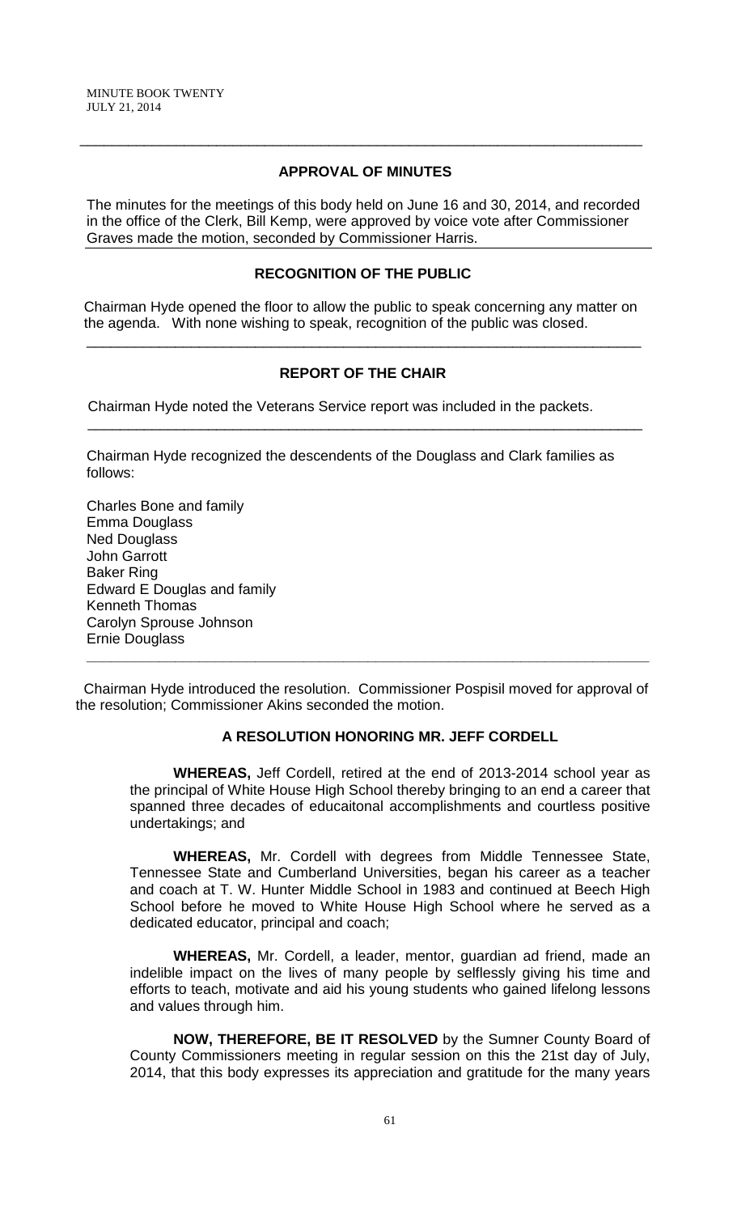## APPROVAL OF MINUTES

The minutes for the meetings of this body held on June 16 and 30, 2014, and recorded in the office of the Clerk, Bill Kemp, were approved by voice vote after Commissioner Graves made the motion, seconded by Commissioner Harris.

## RECOGNITION OF THE PUBLIC

Chairman Hyde opened the floor to allow the public to speak concerning any matter on the agenda. With none wishing to speak, recognition of the public was closed.

## REPORT OF THE CHAIR

Chairman Hyde noted the Veterans Service report was included in the packets.

---

Chairman Hyde recognized the descendents of the Douglass and Clark families as follows:

Charles Bone and family
Emma Douglass
Ned Douglass
John Garrott
Baker Ring
Edward E Douglas and family
Kenneth Thomas
Carolyn Sprouse Johnson
Ernie Douglass

---

Chairman Hyde introduced the resolution. Commissioner Pospisil moved for approval of the resolution; Commissioner Akins seconded the motion.

### A RESOLUTION HONORING MR. JEFF CORDELL

**WHEREAS,** Jeff Cordell, retired at the end of 2013-2014 school year as the principal of White House High School thereby bringing to an end a career that spanned three decades of educaitonal accomplishments and courtless positive undertakings; and

**WHEREAS,** Mr. Cordell with degrees from Middle Tennessee State, Tennessee State and Cumberland Universities, began his career as a teacher and coach at T. W. Hunter Middle School in 1983 and continued at Beech High School before he moved to White House High School where he served as a dedicated educator, principal and coach;

**WHEREAS,** Mr. Cordell, a leader, mentor, guardian ad friend, made an indelible impact on the lives of many people by selflessly giving his time and efforts to teach, motivate and aid his young students who gained lifelong lessons and values through him.

**NOW, THEREFORE, BE IT RESOLVED** by the Sumner County Board of County Commissioners meeting in regular session on this the 21st day of July, 2014, that this body expresses its appreciation and gratitude for the many years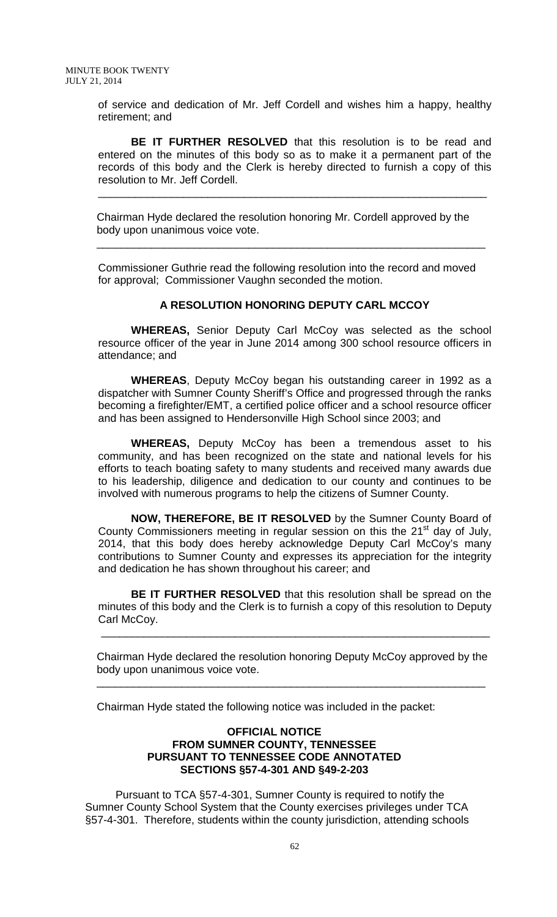of service and dedication of Mr. Jeff Cordell and wishes him a happy, healthy retirement; and

**BE IT FURTHER RESOLVED** that this resolution is to be read and entered on the minutes of this body so as to make it a permanent part of the records of this body and the Clerk is hereby directed to furnish a copy of this resolution to Mr. Jeff Cordell.

---

Chairman Hyde declared the resolution honoring Mr. Cordell approved by the body upon unanimous voice vote.

---

Commissioner Guthrie read the following resolution into the record and moved for approval; Commissioner Vaughn seconded the motion.

**A RESOLUTION HONORING DEPUTY CARL MCCOY**

**WHEREAS,** Senior Deputy Carl McCoy was selected as the school resource officer of the year in June 2014 among 300 school resource officers in attendance; and

**WHEREAS**, Deputy McCoy began his outstanding career in 1992 as a dispatcher with Sumner County Sheriff's Office and progressed through the ranks becoming a firefighter/EMT, a certified police officer and a school resource officer and has been assigned to Hendersonville High School since 2003; and

**WHEREAS,** Deputy McCoy has been a tremendous asset to his community, and has been recognized on the state and national levels for his efforts to teach boating safety to many students and received many awards due to his leadership, diligence and dedication to our county and continues to be involved with numerous programs to help the citizens of Sumner County.

**NOW, THEREFORE, BE IT RESOLVED** by the Sumner County Board of County Commissioners meeting in regular session on this the 21st day of July, 2014, that this body does hereby acknowledge Deputy Carl McCoy's many contributions to Sumner County and expresses its appreciation for the integrity and dedication he has shown throughout his career; and

**BE IT FURTHER RESOLVED** that this resolution shall be spread on the minutes of this body and the Clerk is to furnish a copy of this resolution to Deputy Carl McCoy.

---

Chairman Hyde declared the resolution honoring Deputy McCoy approved by the body upon unanimous voice vote.

---

Chairman Hyde stated the following notice was included in the packet:

**OFFICIAL NOTICE**
**FROM SUMNER COUNTY, TENNESSEE**
**PURSUANT TO TENNESSEE CODE ANNOTATED**
**SECTIONS §57-4-301 AND §49-2-203**

Pursuant to TCA §57-4-301, Sumner County is required to notify the Sumner County School System that the County exercises privileges under TCA §57-4-301. Therefore, students within the county jurisdiction, attending schools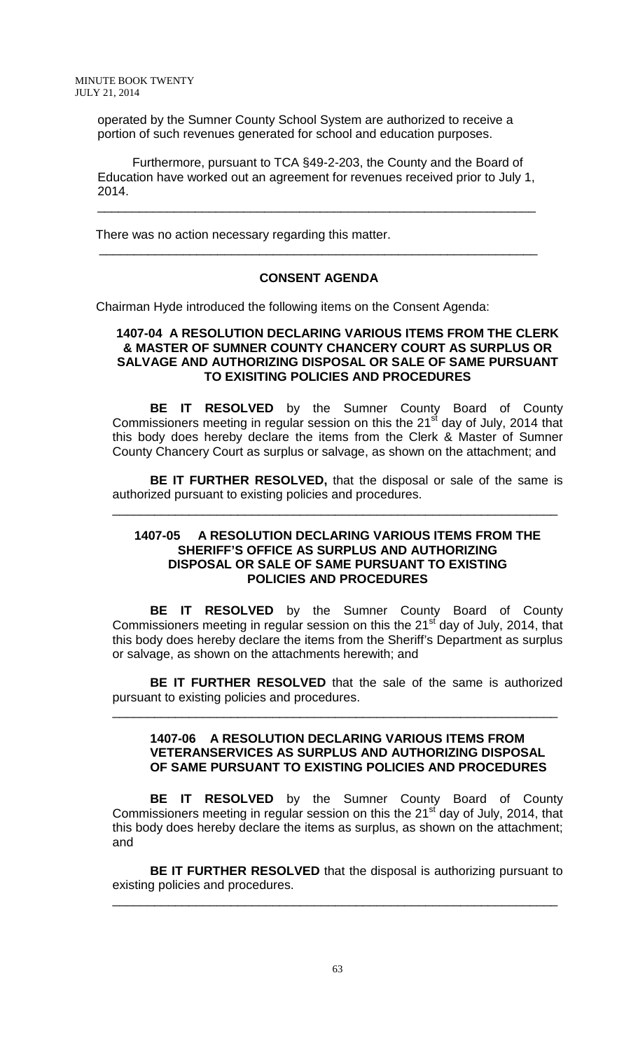operated by the Sumner County School System are authorized to receive a portion of such revenues generated for school and education purposes.

Furthermore, pursuant to TCA §49-2-203, the County and the Board of Education have worked out an agreement for revenues received prior to July 1, 2014.

---

There was no action necessary regarding this matter.

---

**CONSENT AGENDA**

Chairman Hyde introduced the following items on the Consent Agenda:

**1407-04 A RESOLUTION DECLARING VARIOUS ITEMS FROM THE CLERK & MASTER OF SUMNER COUNTY CHANCERY COURT AS SURPLUS OR SALVAGE AND AUTHORIZING DISPOSAL OR SALE OF SAME PURSUANT TO EXISITING POLICIES AND PROCEDURES**

**BE IT RESOLVED** by the Sumner County Board of County Commissioners meeting in regular session on this the 21st day of July, 2014 that this body does hereby declare the items from the Clerk & Master of Sumner County Chancery Court as surplus or salvage, as shown on the attachment; and

**BE IT FURTHER RESOLVED,** that the disposal or sale of the same is authorized pursuant to existing policies and procedures.

---

**1407-05 A RESOLUTION DECLARING VARIOUS ITEMS FROM THE SHERIFF'S OFFICE AS SURPLUS AND AUTHORIZING DISPOSAL OR SALE OF SAME PURSUANT TO EXISTING POLICIES AND PROCEDURES**

**BE IT RESOLVED** by the Sumner County Board of County Commissioners meeting in regular session on this the 21st day of July, 2014, that this body does hereby declare the items from the Sheriff's Department as surplus or salvage, as shown on the attachments herewith; and

**BE IT FURTHER RESOLVED** that the sale of the same is authorized pursuant to existing policies and procedures.

---

**1407-06 A RESOLUTION DECLARING VARIOUS ITEMS FROM VETERANSERVICES AS SURPLUS AND AUTHORIZING DISPOSAL OF SAME PURSUANT TO EXISTING POLICIES AND PROCEDURES**

**BE IT RESOLVED** by the Sumner County Board of County Commissioners meeting in regular session on this the 21st day of July, 2014, that this body does hereby declare the items as surplus, as shown on the attachment; and

**BE IT FURTHER RESOLVED** that the disposal is authorizing pursuant to existing policies and procedures.

---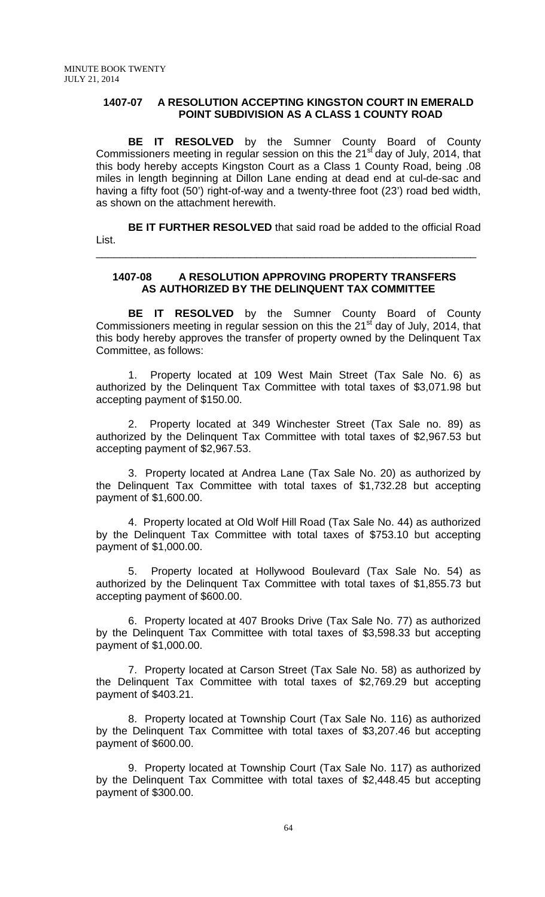### 1407-07 A RESOLUTION ACCEPTING KINGSTON COURT IN EMERALD POINT SUBDIVISION AS A CLASS 1 COUNTY ROAD

**BE IT RESOLVED** by the Sumner County Board of County Commissioners meeting in regular session on this the 21st day of July, 2014, that this body hereby accepts Kingston Court as a Class 1 County Road, being .08 miles in length beginning at Dillon Lane ending at dead end at cul-de-sac and having a fifty foot (50') right-of-way and a twenty-three foot (23') road bed width, as shown on the attachment herewith.

**BE IT FURTHER RESOLVED** that said road be added to the official Road List.

---

### 1407-08 A RESOLUTION APPROVING PROPERTY TRANSFERS AS AUTHORIZED BY THE DELINQUENT TAX COMMITTEE

**BE IT RESOLVED** by the Sumner County Board of County Commissioners meeting in regular session on this the 21st day of July, 2014, that this body hereby approves the transfer of property owned by the Delinquent Tax Committee, as follows:

1. Property located at 109 West Main Street (Tax Sale No. 6) as authorized by the Delinquent Tax Committee with total taxes of $3,071.98 but accepting payment of $150.00.

2. Property located at 349 Winchester Street (Tax Sale no. 89) as authorized by the Delinquent Tax Committee with total taxes of $2,967.53 but accepting payment of $2,967.53.

3. Property located at Andrea Lane (Tax Sale No. 20) as authorized by the Delinquent Tax Committee with total taxes of $1,732.28 but accepting payment of $1,600.00.

4. Property located at Old Wolf Hill Road (Tax Sale No. 44) as authorized by the Delinquent Tax Committee with total taxes of $753.10 but accepting payment of $1,000.00.

5. Property located at Hollywood Boulevard (Tax Sale No. 54) as authorized by the Delinquent Tax Committee with total taxes of $1,855.73 but accepting payment of $600.00.

6. Property located at 407 Brooks Drive (Tax Sale No. 77) as authorized by the Delinquent Tax Committee with total taxes of $3,598.33 but accepting payment of $1,000.00.

7. Property located at Carson Street (Tax Sale No. 58) as authorized by the Delinquent Tax Committee with total taxes of $2,769.29 but accepting payment of $403.21.

8. Property located at Township Court (Tax Sale No. 116) as authorized by the Delinquent Tax Committee with total taxes of $3,207.46 but accepting payment of $600.00.

9. Property located at Township Court (Tax Sale No. 117) as authorized by the Delinquent Tax Committee with total taxes of $2,448.45 but accepting payment of $300.00.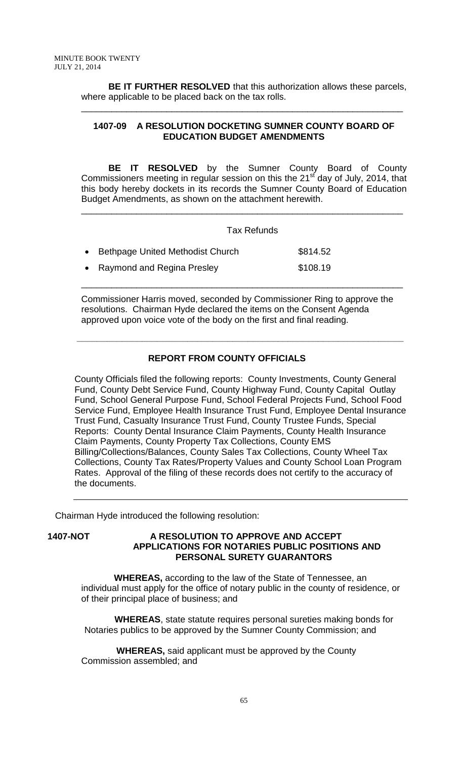**BE IT FURTHER RESOLVED** that this authorization allows these parcels, where applicable to be placed back on the tax rolls.

---

**1407-09 A RESOLUTION DOCKETING SUMNER COUNTY BOARD OF EDUCATION BUDGET AMENDMENTS**

**BE IT RESOLVED** by the Sumner County Board of County Commissioners meeting in regular session on this the 21st day of July, 2014, that this body hereby dockets in its records the Sumner County Board of Education Budget Amendments, as shown on the attachment herewith.

---

Tax Refunds

- Bethpage United Methodist Church $814.52
- Raymond and Regina Presley $108.19

---

Commissioner Harris moved, seconded by Commissioner Ring to approve the resolutions. Chairman Hyde declared the items on the Consent Agenda approved upon voice vote of the body on the first and final reading.

---

**REPORT FROM COUNTY OFFICIALS**

County Officials filed the following reports: County Investments, County General Fund, County Debt Service Fund, County Highway Fund, County Capital Outlay Fund, School General Purpose Fund, School Federal Projects Fund, School Food Service Fund, Employee Health Insurance Trust Fund, Employee Dental Insurance Trust Fund, Casualty Insurance Trust Fund, County Trustee Funds, Special Reports: County Dental Insurance Claim Payments, County Health Insurance Claim Payments, County Property Tax Collections, County EMS Billing/Collections/Balances, County Sales Tax Collections, County Wheel Tax Collections, County Tax Rates/Property Values and County School Loan Program Rates. Approval of the filing of these records does not certify to the accuracy of the documents.

---

Chairman Hyde introduced the following resolution:

**1407-NOT A RESOLUTION TO APPROVE AND ACCEPT APPLICATIONS FOR NOTARIES PUBLIC POSITIONS AND PERSONAL SURETY GUARANTORS**

**WHEREAS,** according to the law of the State of Tennessee, an individual must apply for the office of notary public in the county of residence, or of their principal place of business; and

**WHEREAS**, state statute requires personal sureties making bonds for Notaries publics to be approved by the Sumner County Commission; and

**WHEREAS,** said applicant must be approved by the County Commission assembled; and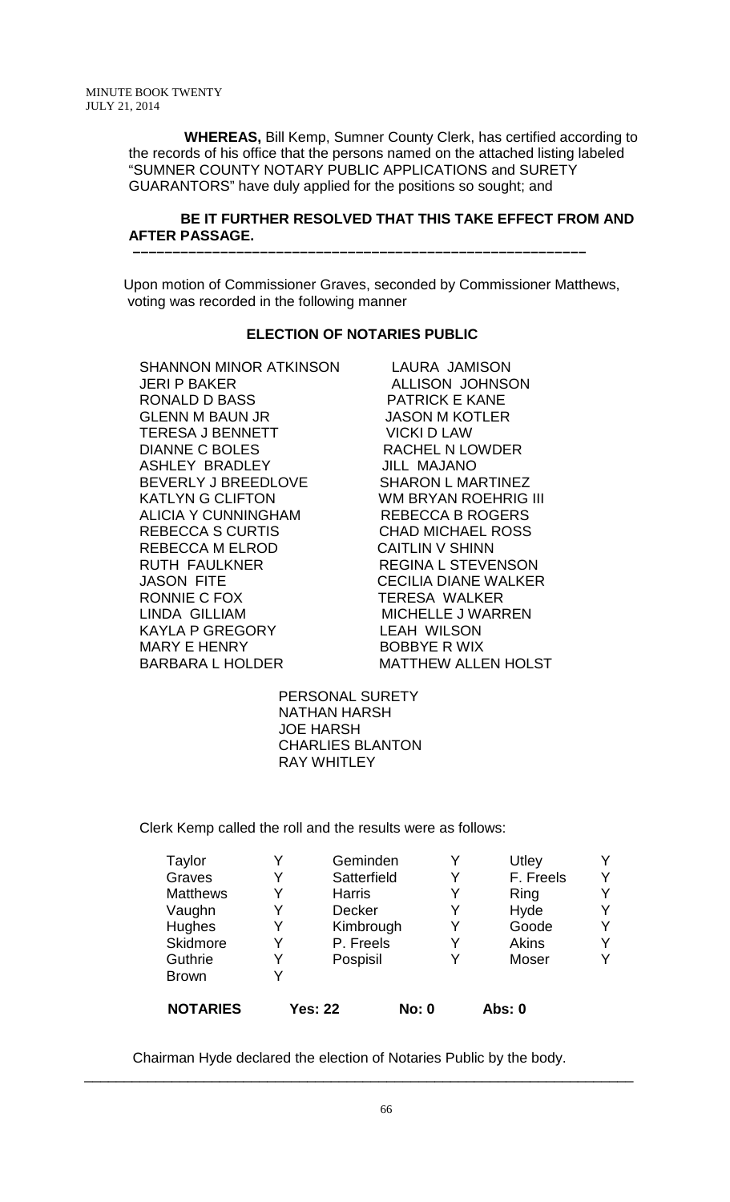**WHEREAS,** Bill Kemp, Sumner County Clerk, has certified according to the records of his office that the persons named on the attached listing labeled "SUMNER COUNTY NOTARY PUBLIC APPLICATIONS and SURETY GUARANTORS" have duly applied for the positions so sought; and

**BE IT FURTHER RESOLVED THAT THIS TAKE EFFECT FROM AND AFTER PASSAGE.**

––––––––––––––––––––––––––––––––––––––––––––––––––––––––

Upon motion of Commissioner Graves, seconded by Commissioner Matthews, voting was recorded in the following manner

## ELECTION OF NOTARIES PUBLIC

| | |
|---|---|
| SHANNON MINOR ATKINSON | LAURA JAMISON |
| JERI P BAKER | ALLISON JOHNSON |
| RONALD D BASS | PATRICK E KANE |
| GLENN M BAUN JR | JASON M KOTLER |
| TERESA J BENNETT | VICKI D LAW |
| DIANNE C BOLES | RACHEL N LOWDER |
| ASHLEY BRADLEY | JILL MAJANO |
| BEVERLY J BREEDLOVE | SHARON L MARTINEZ |
| KATLYN G CLIFTON | WM BRYAN ROEHRIG III |
| ALICIA Y CUNNINGHAM | REBECCA B ROGERS |
| REBECCA S CURTIS | CHAD MICHAEL ROSS |
| REBECCA M ELROD | CAITLIN V SHINN |
| RUTH FAULKNER | REGINA L STEVENSON |
| JASON FITE | CECILIA DIANE WALKER |
| RONNIE C FOX | TERESA WALKER |
| LINDA GILLIAM | MICHELLE J WARREN |
| KAYLA P GREGORY | LEAH WILSON |
| MARY E HENRY | BOBBYE R WIX |
| BARBARA L HOLDER | MATTHEW ALLEN HOLST |

PERSONAL SURETY
NATHAN HARSH
JOE HARSH
CHARLIES BLANTON
RAY WHITLEY

Clerk Kemp called the roll and the results were as follows:

| | | | | | |
|---|---|---|---|---|---|
| Taylor | Y | Geminden | Y | Utley | Y |
| Graves | Y | Satterfield | Y | F. Freels | Y |
| Matthews | Y | Harris | Y | Ring | Y |
| Vaughn | Y | Decker | Y | Hyde | Y |
| Hughes | Y | Kimbrough | Y | Goode | Y |
| Skidmore | Y | P. Freels | Y | Akins | Y |
| Guthrie | Y | Pospisil | Y | Moser | Y |
| Brown | Y | | | | |

**NOTARIES** **Yes: 22** **No: 0** **Abs: 0**

Chairman Hyde declared the election of Notaries Public by the body.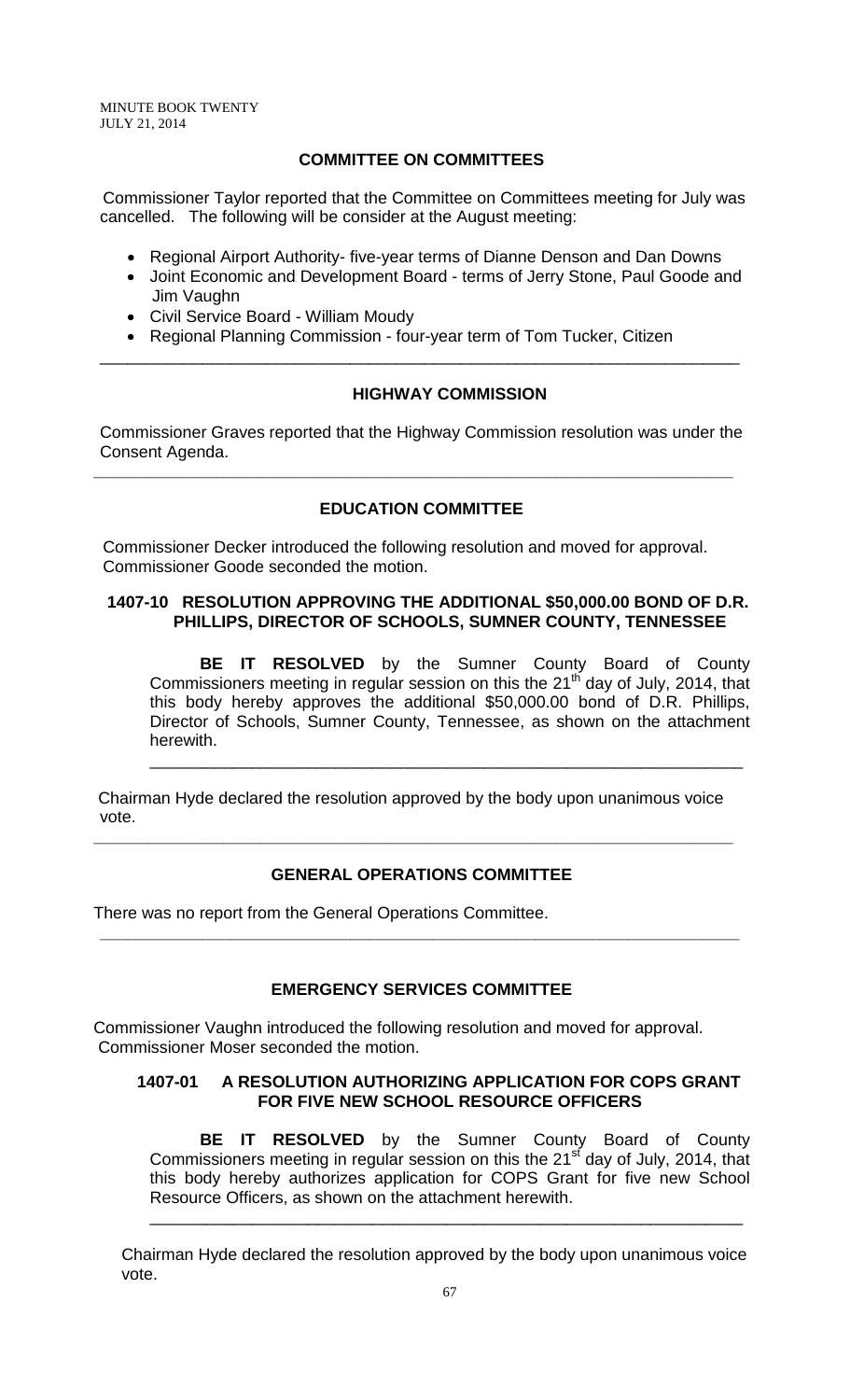## COMMITTEE ON COMMITTEES

Commissioner Taylor reported that the Committee on Committees meeting for July was cancelled. The following will be consider at the August meeting:

- Regional Airport Authority- five-year terms of Dianne Denson and Dan Downs
- Joint Economic and Development Board - terms of Jerry Stone, Paul Goode and Jim Vaughn
- Civil Service Board - William Moudy
- Regional Planning Commission - four-year term of Tom Tucker, Citizen

---

## HIGHWAY COMMISSION

Commissioner Graves reported that the Highway Commission resolution was under the Consent Agenda.

---

## EDUCATION COMMITTEE

Commissioner Decker introduced the following resolution and moved for approval. Commissioner Goode seconded the motion.

### 1407-10 RESOLUTION APPROVING THE ADDITIONAL $50,000.00 BOND OF D.R. PHILLIPS, DIRECTOR OF SCHOOLS, SUMNER COUNTY, TENNESSEE

**BE IT RESOLVED** by the Sumner County Board of County Commissioners meeting in regular session on this the 21th day of July, 2014, that this body hereby approves the additional $50,000.00 bond of D.R. Phillips, Director of Schools, Sumner County, Tennessee, as shown on the attachment herewith.

---

Chairman Hyde declared the resolution approved by the body upon unanimous voice vote.

---

## GENERAL OPERATIONS COMMITTEE

There was no report from the General Operations Committee.

---

## EMERGENCY SERVICES COMMITTEE

Commissioner Vaughn introduced the following resolution and moved for approval. Commissioner Moser seconded the motion.

### 1407-01 A RESOLUTION AUTHORIZING APPLICATION FOR COPS GRANT FOR FIVE NEW SCHOOL RESOURCE OFFICERS

**BE IT RESOLVED** by the Sumner County Board of County Commissioners meeting in regular session on this the 21st day of July, 2014, that this body hereby authorizes application for COPS Grant for five new School Resource Officers, as shown on the attachment herewith.

---

Chairman Hyde declared the resolution approved by the body upon unanimous voice vote.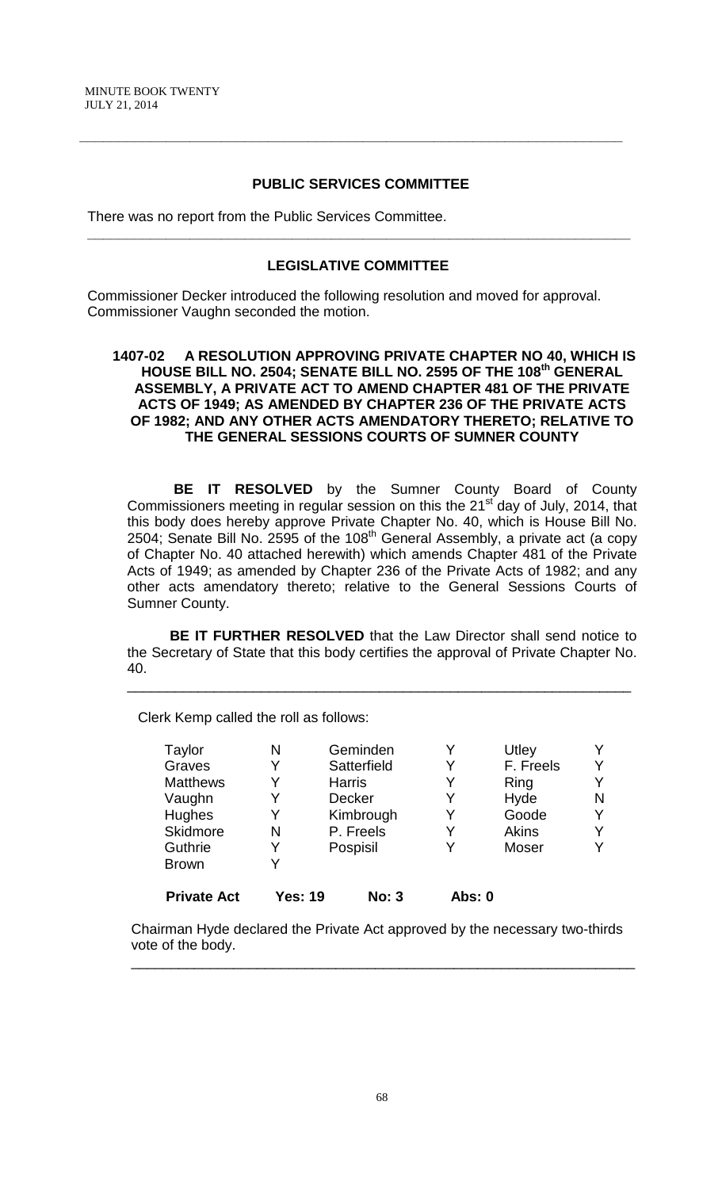## PUBLIC SERVICES COMMITTEE

There was no report from the Public Services Committee.

---

## LEGISLATIVE COMMITTEE

Commissioner Decker introduced the following resolution and moved for approval. Commissioner Vaughn seconded the motion.

**1407-02 A RESOLUTION APPROVING PRIVATE CHAPTER NO 40, WHICH IS HOUSE BILL NO. 2504; SENATE BILL NO. 2595 OF THE 108th GENERAL ASSEMBLY, A PRIVATE ACT TO AMEND CHAPTER 481 OF THE PRIVATE ACTS OF 1949; AS AMENDED BY CHAPTER 236 OF THE PRIVATE ACTS OF 1982; AND ANY OTHER ACTS AMENDATORY THERETO; RELATIVE TO THE GENERAL SESSIONS COURTS OF SUMNER COUNTY**

**BE IT RESOLVED** by the Sumner County Board of County Commissioners meeting in regular session on this the 21st day of July, 2014, that this body does hereby approve Private Chapter No. 40, which is House Bill No. 2504; Senate Bill No. 2595 of the 108th General Assembly, a private act (a copy of Chapter No. 40 attached herewith) which amends Chapter 481 of the Private Acts of 1949; as amended by Chapter 236 of the Private Acts of 1982; and any other acts amendatory thereto; relative to the General Sessions Courts of Sumner County.

**BE IT FURTHER RESOLVED** that the Law Director shall send notice to the Secretary of State that this body certifies the approval of Private Chapter No. 40.

---

Clerk Kemp called the roll as follows:

| | | | | | |
|---|---|---|---|---|---|
| Taylor | N | Geminden | Y | Utley | Y |
| Graves | Y | Satterfield | Y | F. Freels | Y |
| Matthews | Y | Harris | Y | Ring | Y |
| Vaughn | Y | Decker | Y | Hyde | N |
| Hughes | Y | Kimbrough | Y | Goode | Y |
| Skidmore | N | P. Freels | Y | Akins | Y |
| Guthrie | Y | Pospisil | Y | Moser | Y |
| Brown | Y | | | | |

**Private Act Yes: 19 No: 3 Abs: 0**

Chairman Hyde declared the Private Act approved by the necessary two-thirds vote of the body.

---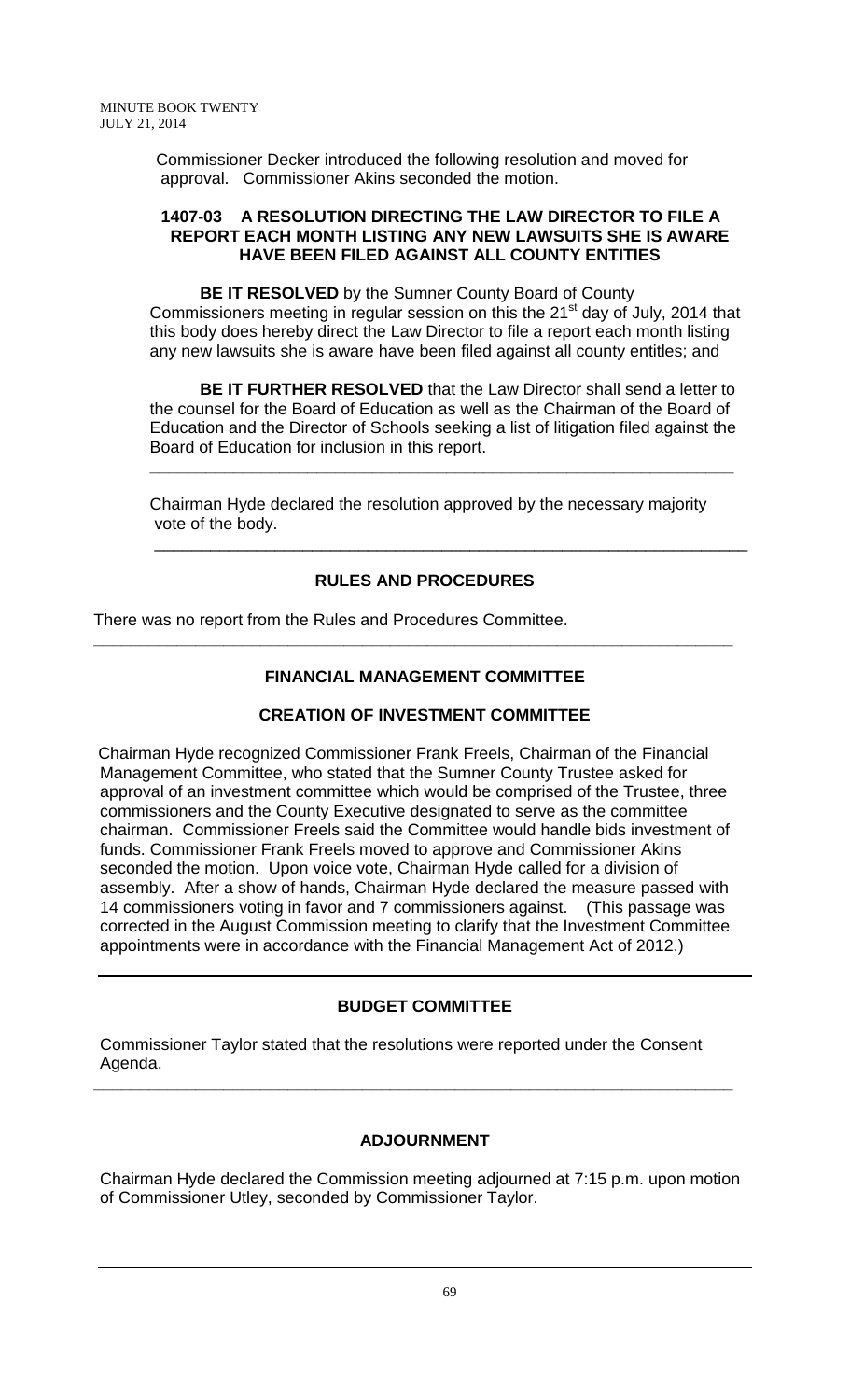Commissioner Decker introduced the following resolution and moved for approval. Commissioner Akins seconded the motion.

### 1407-03 A RESOLUTION DIRECTING THE LAW DIRECTOR TO FILE A REPORT EACH MONTH LISTING ANY NEW LAWSUITS SHE IS AWARE HAVE BEEN FILED AGAINST ALL COUNTY ENTITIES

**BE IT RESOLVED** by the Sumner County Board of County Commissioners meeting in regular session on this the 21st day of July, 2014 that this body does hereby direct the Law Director to file a report each month listing any new lawsuits she is aware have been filed against all county entitles; and

**BE IT FURTHER RESOLVED** that the Law Director shall send a letter to the counsel for the Board of Education as well as the Chairman of the Board of Education and the Director of Schools seeking a list of litigation filed against the Board of Education for inclusion in this report.

---

Chairman Hyde declared the resolution approved by the necessary majority vote of the body.

---

## RULES AND PROCEDURES

There was no report from the Rules and Procedures Committee.

---

## FINANCIAL MANAGEMENT COMMITTEE

### CREATION OF INVESTMENT COMMITTEE

Chairman Hyde recognized Commissioner Frank Freels, Chairman of the Financial Management Committee, who stated that the Sumner County Trustee asked for approval of an investment committee which would be comprised of the Trustee, three commissioners and the County Executive designated to serve as the committee chairman. Commissioner Freels said the Committee would handle bids investment of funds. Commissioner Frank Freels moved to approve and Commissioner Akins seconded the motion. Upon voice vote, Chairman Hyde called for a division of assembly. After a show of hands, Chairman Hyde declared the measure passed with 14 commissioners voting in favor and 7 commissioners against. (This passage was corrected in the August Commission meeting to clarify that the Investment Committee appointments were in accordance with the Financial Management Act of 2012.)

---

## BUDGET COMMITTEE

Commissioner Taylor stated that the resolutions were reported under the Consent Agenda.

---

## ADJOURNMENT

Chairman Hyde declared the Commission meeting adjourned at 7:15 p.m. upon motion of Commissioner Utley, seconded by Commissioner Taylor.

---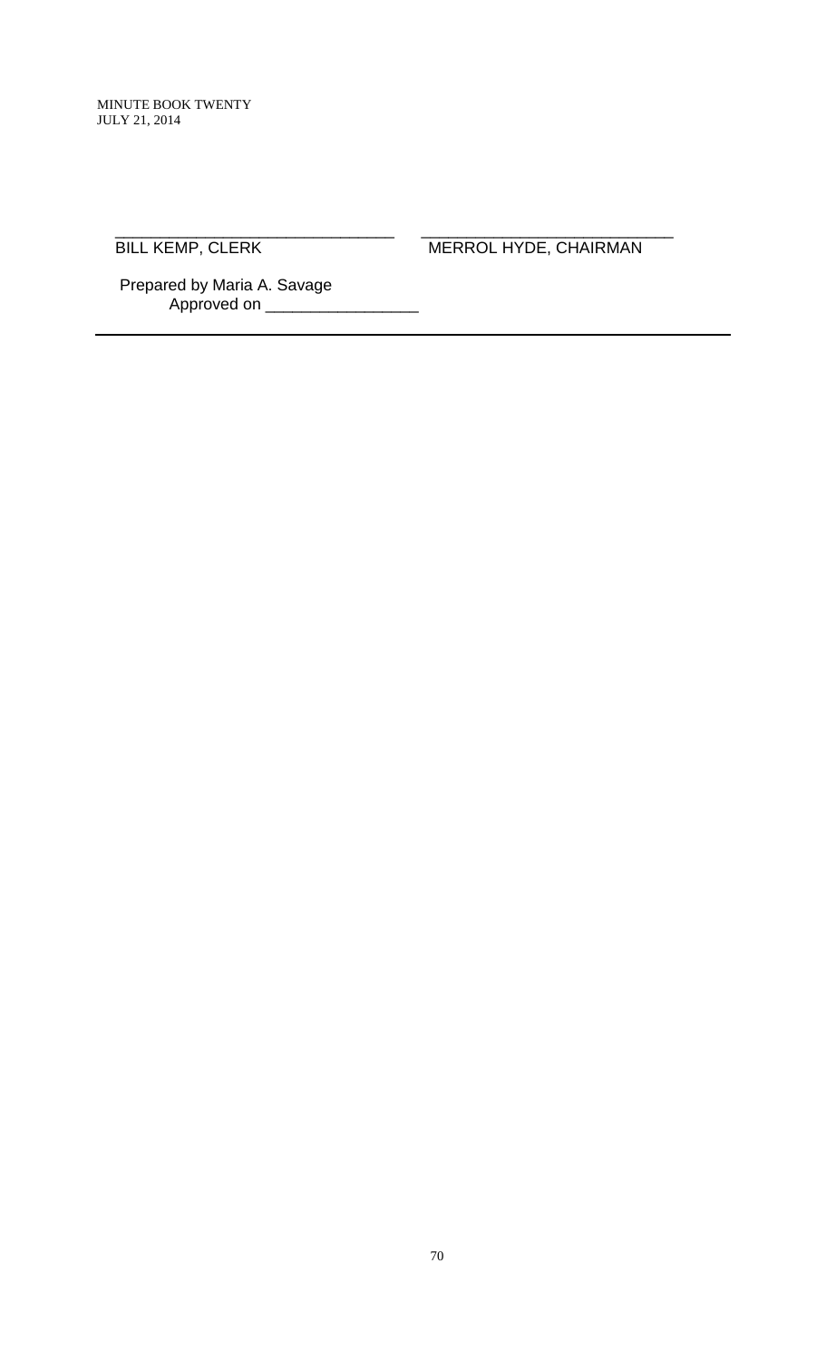\_\_\_\_\_\_\_\_\_\_\_\_\_\_\_\_\_\_\_\_\_\_\_\_\_\_\_\_\_\_\_ \_\_\_\_\_\_\_\_\_\_\_\_\_\_\_\_\_\_\_\_\_\_\_\_\_\_\_\_

BILL KEMP, CLERK MERROL HYDE, CHAIRMAN

Prepared by Maria A. Savage

Approved on \_\_\_\_\_\_\_\_\_\_\_\_\_\_\_\_\_